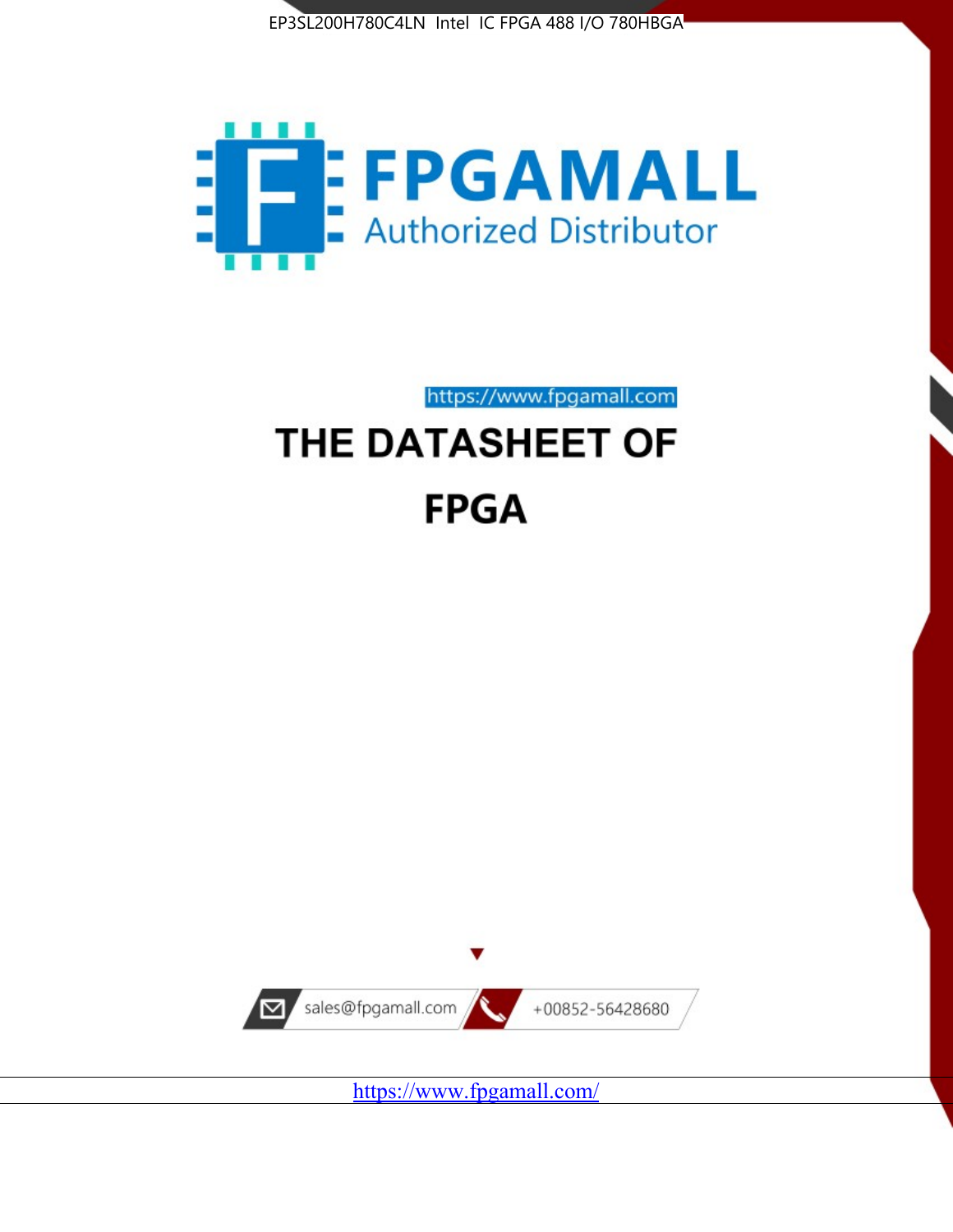EP3SL200H780C4LN Intel IC FPGA 488 I/O 780HBGA

FPGAMALL

Authorized Distributor

https://www.fpgamall.com

# THE DATASHEET OF

# FPGA

sales@fpgamall.com

+00852-56428680

https://www.fpgamall.com/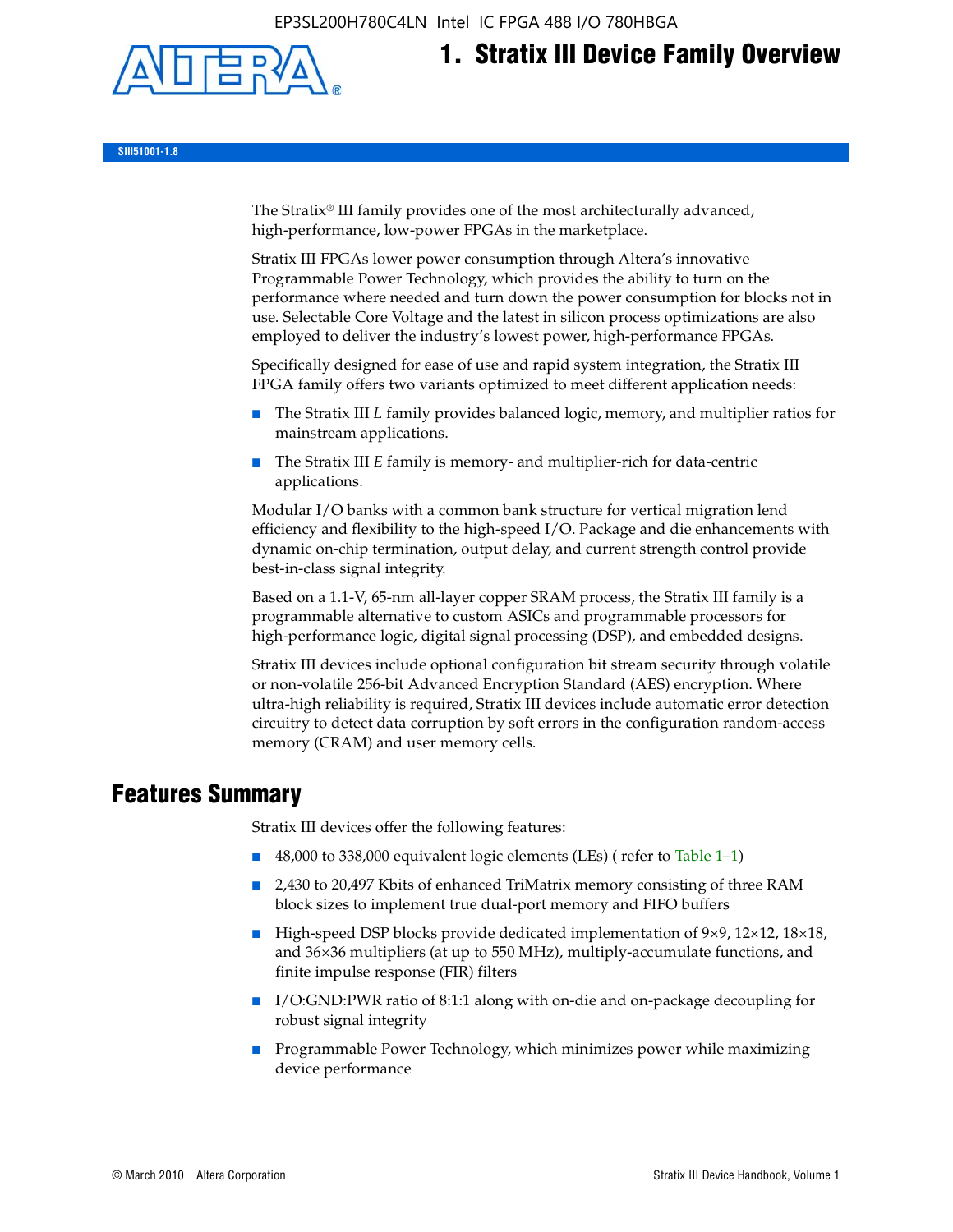# 1. Stratix III Device Family Overview

SIII51001-1.8

The Stratix® III family provides one of the most architecturally advanced, high-performance, low-power FPGAs in the marketplace.

Stratix III FPGAs lower power consumption through Altera's innovative Programmable Power Technology, which provides the ability to turn on the performance where needed and turn down the power consumption for blocks not in use. Selectable Core Voltage and the latest in silicon process optimizations are also employed to deliver the industry's lowest power, high-performance FPGAs.

Specifically designed for ease of use and rapid system integration, the Stratix III FPGA family offers two variants optimized to meet different application needs:

- The Stratix III *L* family provides balanced logic, memory, and multiplier ratios for mainstream applications.
- The Stratix III *E* family is memory- and multiplier-rich for data-centric applications.

Modular I/O banks with a common bank structure for vertical migration lend efficiency and flexibility to the high-speed I/O. Package and die enhancements with dynamic on-chip termination, output delay, and current strength control provide best-in-class signal integrity.

Based on a 1.1-V, 65-nm all-layer copper SRAM process, the Stratix III family is a programmable alternative to custom ASICs and programmable processors for high-performance logic, digital signal processing (DSP), and embedded designs.

Stratix III devices include optional configuration bit stream security through volatile or non-volatile 256-bit Advanced Encryption Standard (AES) encryption. Where ultra-high reliability is required, Stratix III devices include automatic error detection circuitry to detect data corruption by soft errors in the configuration random-access memory (CRAM) and user memory cells.

## Features Summary

Stratix III devices offer the following features:

- 48,000 to 338,000 equivalent logic elements (LEs) ( refer to Table 1–1)
- 2,430 to 20,497 Kbits of enhanced TriMatrix memory consisting of three RAM block sizes to implement true dual-port memory and FIFO buffers
- High-speed DSP blocks provide dedicated implementation of 9×9, 12×12, 18×18, and 36×36 multipliers (at up to 550 MHz), multiply-accumulate functions, and finite impulse response (FIR) filters
- I/O:GND:PWR ratio of 8:1:1 along with on-die and on-package decoupling for robust signal integrity
- Programmable Power Technology, which minimizes power while maximizing device performance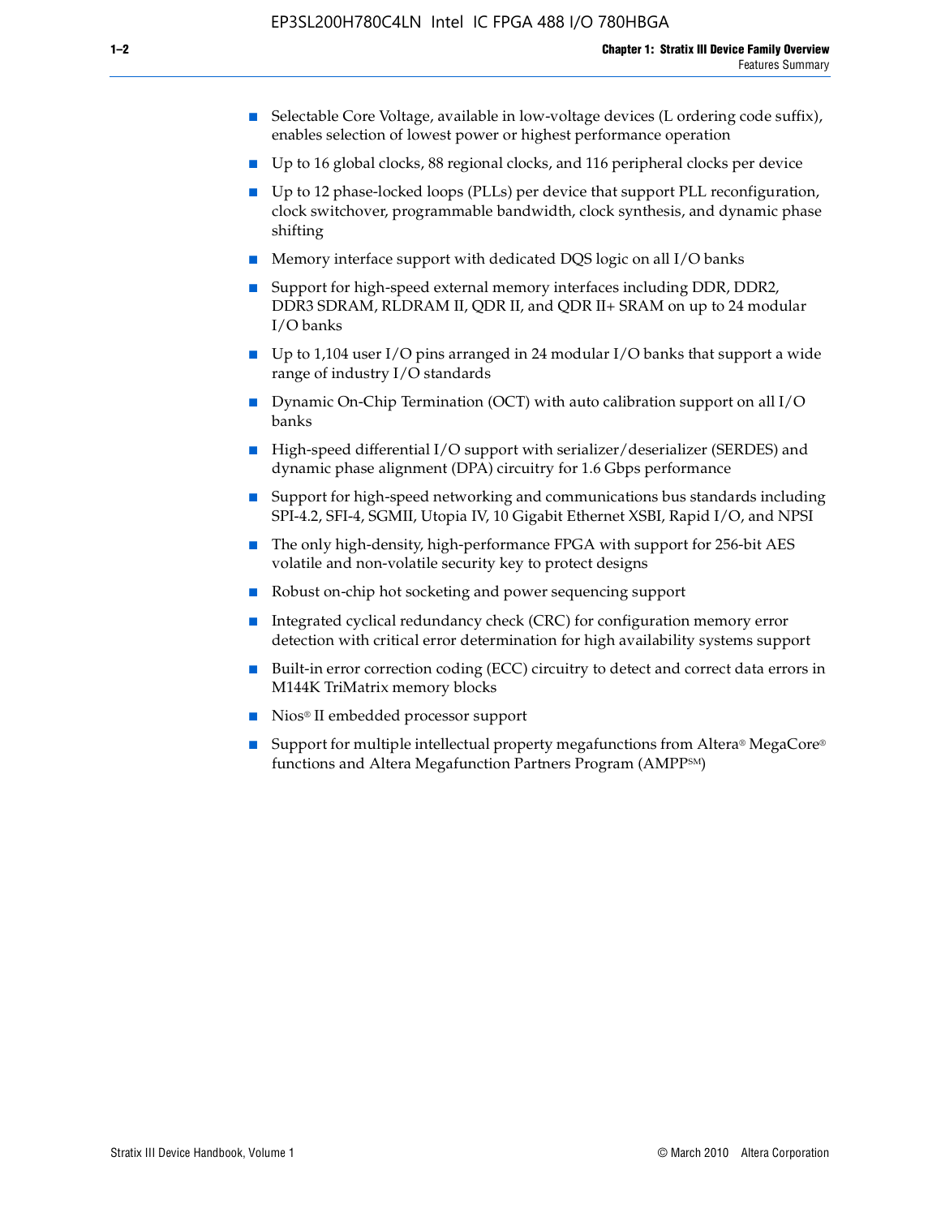- Selectable Core Voltage, available in low-voltage devices (L ordering code suffix), enables selection of lowest power or highest performance operation
- Up to 16 global clocks, 88 regional clocks, and 116 peripheral clocks per device
- Up to 12 phase-locked loops (PLLs) per device that support PLL reconfiguration, clock switchover, programmable bandwidth, clock synthesis, and dynamic phase shifting
- Memory interface support with dedicated DQS logic on all I/O banks
- Support for high-speed external memory interfaces including DDR, DDR2, DDR3 SDRAM, RLDRAM II, QDR II, and QDR II+ SRAM on up to 24 modular I/O banks
- Up to 1,104 user I/O pins arranged in 24 modular I/O banks that support a wide range of industry I/O standards
- Dynamic On-Chip Termination (OCT) with auto calibration support on all I/O banks
- High-speed differential I/O support with serializer/deserializer (SERDES) and dynamic phase alignment (DPA) circuitry for 1.6 Gbps performance
- Support for high-speed networking and communications bus standards including SPI-4.2, SFI-4, SGMII, Utopia IV, 10 Gigabit Ethernet XSBI, Rapid I/O, and NPSI
- The only high-density, high-performance FPGA with support for 256-bit AES volatile and non-volatile security key to protect designs
- Robust on-chip hot socketing and power sequencing support
- Integrated cyclical redundancy check (CRC) for configuration memory error detection with critical error determination for high availability systems support
- Built-in error correction coding (ECC) circuitry to detect and correct data errors in M144K TriMatrix memory blocks
- Nios® II embedded processor support
- Support for multiple intellectual property megafunctions from Altera® MegaCore® functions and Altera Megafunction Partners Program (AMPP℠)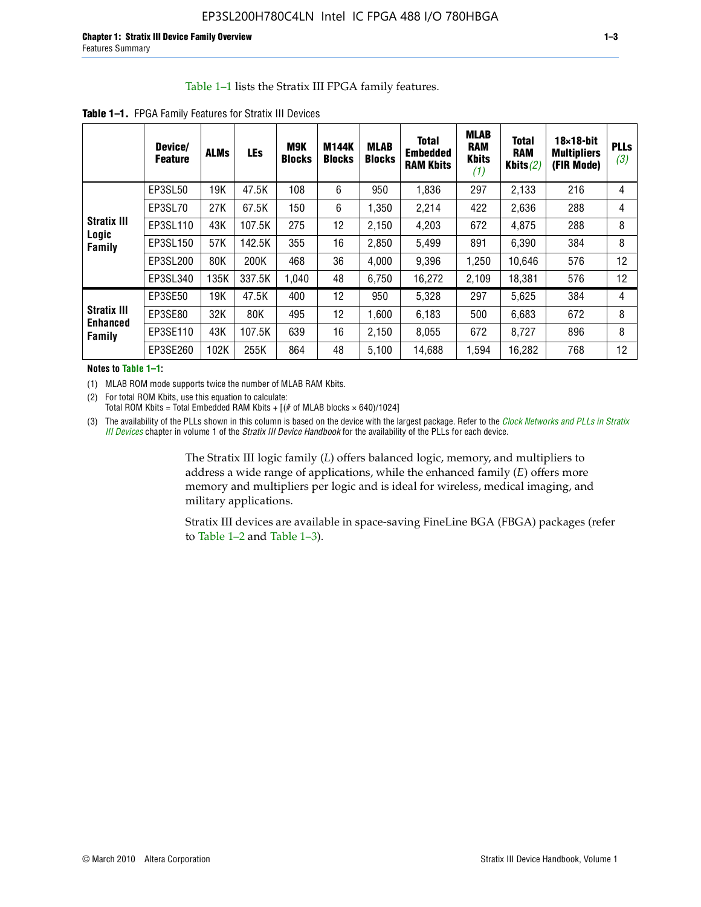Table 1–1 lists the Stratix III FPGA family features.

**Table 1–1.** FPGA Family Features for Stratix III Devices

| | Device/ Feature | ALMs | LEs | M9K Blocks | M144K Blocks | MLAB Blocks | Total Embedded RAM Kbits | MLAB RAM Kbits *(1)* | Total RAM Kbits *(2)* | 18×18-bit Multipliers (FIR Mode) | PLLs *(3)* |
|---|---|---|---|---|---|---|---|---|---|---|---|
| **Stratix III Logic Family** | EP3SL50 | 19K | 47.5K | 108 | 6 | 950 | 1,836 | 297 | 2,133 | 216 | 4 |
| | EP3SL70 | 27K | 67.5K | 150 | 6 | 1,350 | 2,214 | 422 | 2,636 | 288 | 4 |
| | EP3SL110 | 43K | 107.5K | 275 | 12 | 2,150 | 4,203 | 672 | 4,875 | 288 | 8 |
| | EP3SL150 | 57K | 142.5K | 355 | 16 | 2,850 | 5,499 | 891 | 6,390 | 384 | 8 |
| | EP3SL200 | 80K | 200K | 468 | 36 | 4,000 | 9,396 | 1,250 | 10,646 | 576 | 12 |
| | EP3SL340 | 135K | 337.5K | 1,040 | 48 | 6,750 | 16,272 | 2,109 | 18,381 | 576 | 12 |
| **Stratix III Enhanced Family** | EP3SE50 | 19K | 47.5K | 400 | 12 | 950 | 5,328 | 297 | 5,625 | 384 | 4 |
| | EP3SE80 | 32K | 80K | 495 | 12 | 1,600 | 6,183 | 500 | 6,683 | 672 | 8 |
| | EP3SE110 | 43K | 107.5K | 639 | 16 | 2,150 | 8,055 | 672 | 8,727 | 896 | 8 |
| | EP3SE260 | 102K | 255K | 864 | 48 | 5,100 | 14,688 | 1,594 | 16,282 | 768 | 12 |

**Notes to Table 1–1:**

(1) MLAB ROM mode supports twice the number of MLAB RAM Kbits.

(2) For total ROM Kbits, use this equation to calculate:
Total ROM Kbits = Total Embedded RAM Kbits + [(# of MLAB blocks × 640)/1024]

(3) The availability of the PLLs shown in this column is based on the device with the largest package. Refer to the *Clock Networks and PLLs in Stratix III Devices* chapter in volume 1 of the *Stratix III Device Handbook* for the availability of the PLLs for each device.

The Stratix III logic family (*L*) offers balanced logic, memory, and multipliers to address a wide range of applications, while the enhanced family (*E*) offers more memory and multipliers per logic and is ideal for wireless, medical imaging, and military applications.

Stratix III devices are available in space-saving FineLine BGA (FBGA) packages (refer to Table 1–2 and Table 1–3).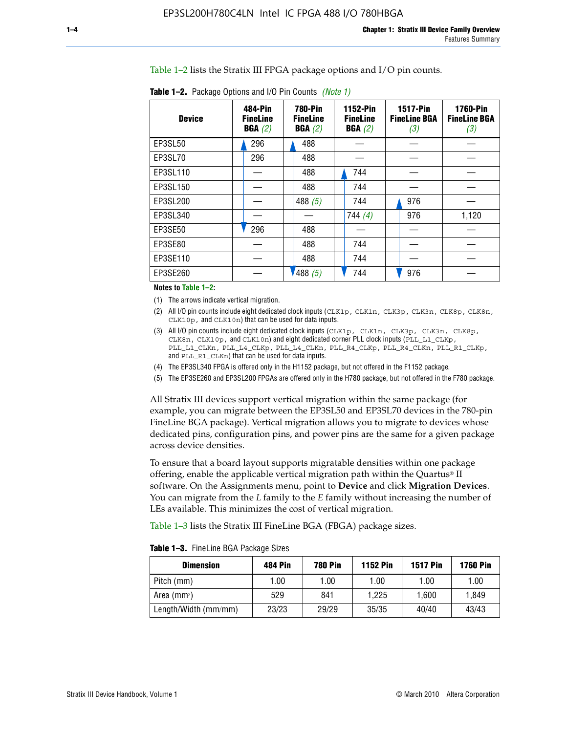Table 1–2 lists the Stratix III FPGA package options and I/O pin counts.

**Table 1–2.** Package Options and I/O Pin Counts *(Note 1)*

| Device | 484-Pin FineLine BGA *(2)* | 780-Pin FineLine BGA *(2)* | 1152-Pin FineLine BGA *(2)* | 1517-Pin FineLine BGA *(3)* | 1760-Pin FineLine BGA *(3)* |
|---|---|---|---|---|---|
| EP3SL50 | 296 | 488 | — | — | — |
| EP3SL70 | 296 | 488 | — | — | — |
| EP3SL110 | — | 488 | 744 | — | — |
| EP3SL150 | — | 488 | 744 | — | — |
| EP3SL200 | — | 488 *(5)* | 744 | 976 | — |
| EP3SL340 | — | — | 744 *(4)* | 976 | 1,120 |
| EP3SE50 | 296 | 488 | — | — | — |
| EP3SE80 | — | 488 | 744 | — | — |
| EP3SE110 | — | 488 | 744 | — | — |
| EP3SE260 | — | 488 *(5)* | 744 | 976 | — |

**Notes to Table 1–2:**

(1) The arrows indicate vertical migration.

(2) All I/O pin counts include eight dedicated clock inputs (CLK1p, CLK1n, CLK3p, CLK3n, CLK8p, CLK8n, CLK10p, and CLK10n) that can be used for data inputs.

(3) All I/O pin counts include eight dedicated clock inputs (CLK1p, CLK1n, CLK3p, CLK3n, CLK8p, CLK8n, CLK10p, and CLK10n) and eight dedicated corner PLL clock inputs (PLL_L1_CLKp, PLL_L1_CLKn, PLL_L4_CLKp, PLL_L4_CLKn, PLL_R4_CLKp, PLL_R4_CLKn, PLL_R1_CLKp, and PLL_R1_CLKn) that can be used for data inputs.

(4) The EP3SL340 FPGA is offered only in the H1152 package, but not offered in the F1152 package.

(5) The EP3SE260 and EP3SL200 FPGAs are offered only in the H780 package, but not offered in the F780 package.

All Stratix III devices support vertical migration within the same package (for example, you can migrate between the EP3SL50 and EP3SL70 devices in the 780-pin FineLine BGA package). Vertical migration allows you to migrate to devices whose dedicated pins, configuration pins, and power pins are the same for a given package across device densities.

To ensure that a board layout supports migratable densities within one package offering, enable the applicable vertical migration path within the Quartus® II software. On the Assignments menu, point to **Device** and click **Migration Devices**. You can migrate from the *L* family to the *E* family without increasing the number of LEs available. This minimizes the cost of vertical migration.

Table 1–3 lists the Stratix III FineLine BGA (FBGA) package sizes.

**Table 1–3.** FineLine BGA Package Sizes

| Dimension | 484 Pin | 780 Pin | 1152 Pin | 1517 Pin | 1760 Pin |
|---|---|---|---|---|---|
| Pitch (mm) | 1.00 | 1.00 | 1.00 | 1.00 | 1.00 |
| Area ($mm^2$) | 529 | 841 | 1,225 | 1,600 | 1,849 |
| Length/Width (mm/mm) | 23/23 | 29/29 | 35/35 | 40/40 | 43/43 |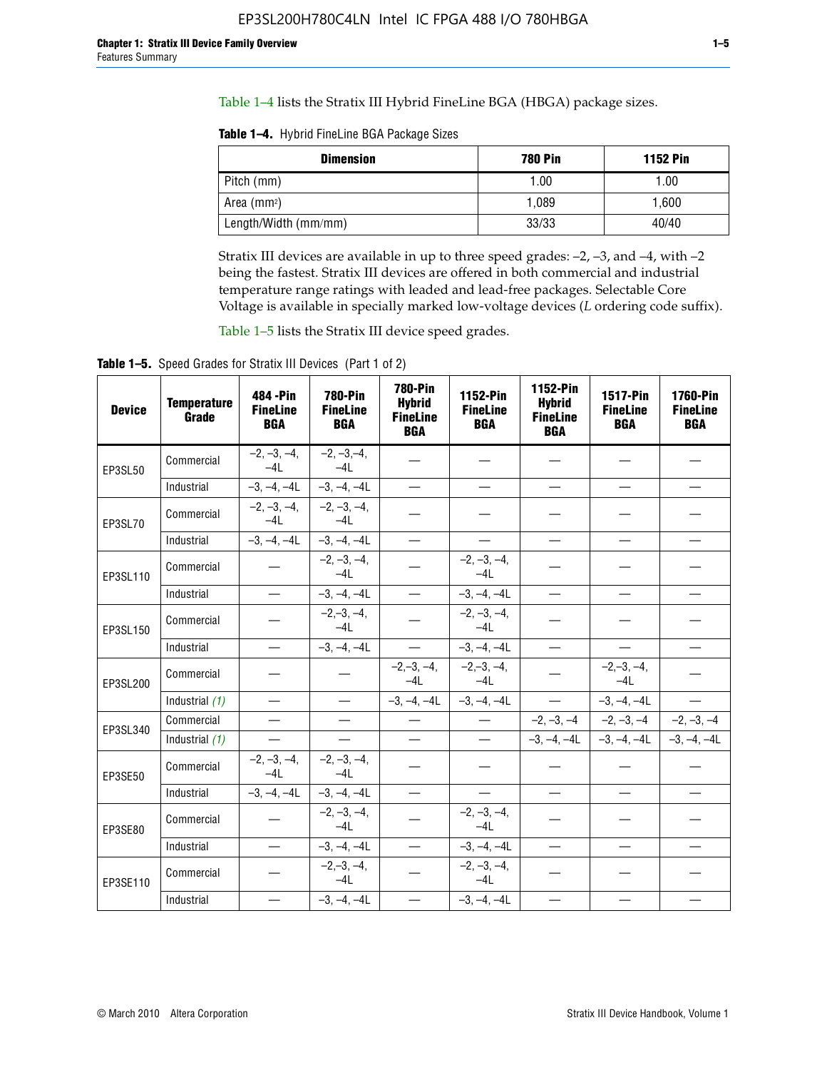Table 1–4 lists the Stratix III Hybrid FineLine BGA (HBGA) package sizes.

**Table 1–4.** Hybrid FineLine BGA Package Sizes

| Dimension | 780 Pin | 1152 Pin |
|---|---|---|
| Pitch (mm) | 1.00 | 1.00 |
| Area (mm²) | 1,089 | 1,600 |
| Length/Width (mm/mm) | 33/33 | 40/40 |

Stratix III devices are available in up to three speed grades: –2, –3, and –4, with –2 being the fastest. Stratix III devices are offered in both commercial and industrial temperature range ratings with leaded and lead-free packages. Selectable Core Voltage is available in specially marked low-voltage devices (*L* ordering code suffix).

Table 1–5 lists the Stratix III device speed grades.

**Table 1–5.** Speed Grades for Stratix III Devices (Part 1 of 2)

| Device | Temperature Grade | 484 -Pin FineLine BGA | 780-Pin FineLine BGA | 780-Pin Hybrid FineLine BGA | 1152-Pin FineLine BGA | 1152-Pin Hybrid FineLine BGA | 1517-Pin FineLine BGA | 1760-Pin FineLine BGA |
|---|---|---|---|---|---|---|---|---|
| EP3SL50 | Commercial | –2, –3, –4, –4L | –2, –3,–4, –4L | — | — | — | — | — |
| | Industrial | –3, –4, –4L | –3, –4, –4L | — | — | — | — | — |
| EP3SL70 | Commercial | –2, –3, –4, –4L | –2, –3, –4, –4L | — | — | — | — | — |
| | Industrial | –3, –4, –4L | –3, –4, –4L | — | — | — | — | — |
| EP3SL110 | Commercial | — | –2, –3, –4, –4L | — | –2, –3, –4, –4L | — | — | — |
| | Industrial | — | –3, –4, –4L | — | –3, –4, –4L | — | — | — |
| EP3SL150 | Commercial | — | –2,–3, –4, –4L | — | –2, –3, –4, –4L | — | — | — |
| | Industrial | — | –3, –4, –4L | — | –3, –4, –4L | — | — | — |
| EP3SL200 | Commercial | — | — | –2,–3, –4, –4L | –2,–3, –4, –4L | — | –2,–3, –4, –4L | — |
| | Industrial *(1)* | — | — | –3, –4, –4L | –3, –4, –4L | — | –3, –4, –4L | — |
| EP3SL340 | Commercial | — | — | — | — | –2, –3, –4 | –2, –3, –4 | –2, –3, –4 |
| | Industrial *(1)* | — | — | — | — | –3, –4, –4L | –3, –4, –4L | –3, –4, –4L |
| EP3SE50 | Commercial | –2, –3, –4, –4L | –2, –3, –4, –4L | — | — | — | — | — |
| | Industrial | –3, –4, –4L | –3, –4, –4L | — | — | — | — | — |
| EP3SE80 | Commercial | — | –2, –3, –4, –4L | — | –2, –3, –4, –4L | — | — | — |
| | Industrial | — | –3, –4, –4L | — | –3, –4, –4L | — | — | — |
| EP3SE110 | Commercial | — | –2,–3, –4, –4L | — | –2, –3, –4, –4L | — | — | — |
| | Industrial | — | –3, –4, –4L | — | –3, –4, –4L | — | — | — |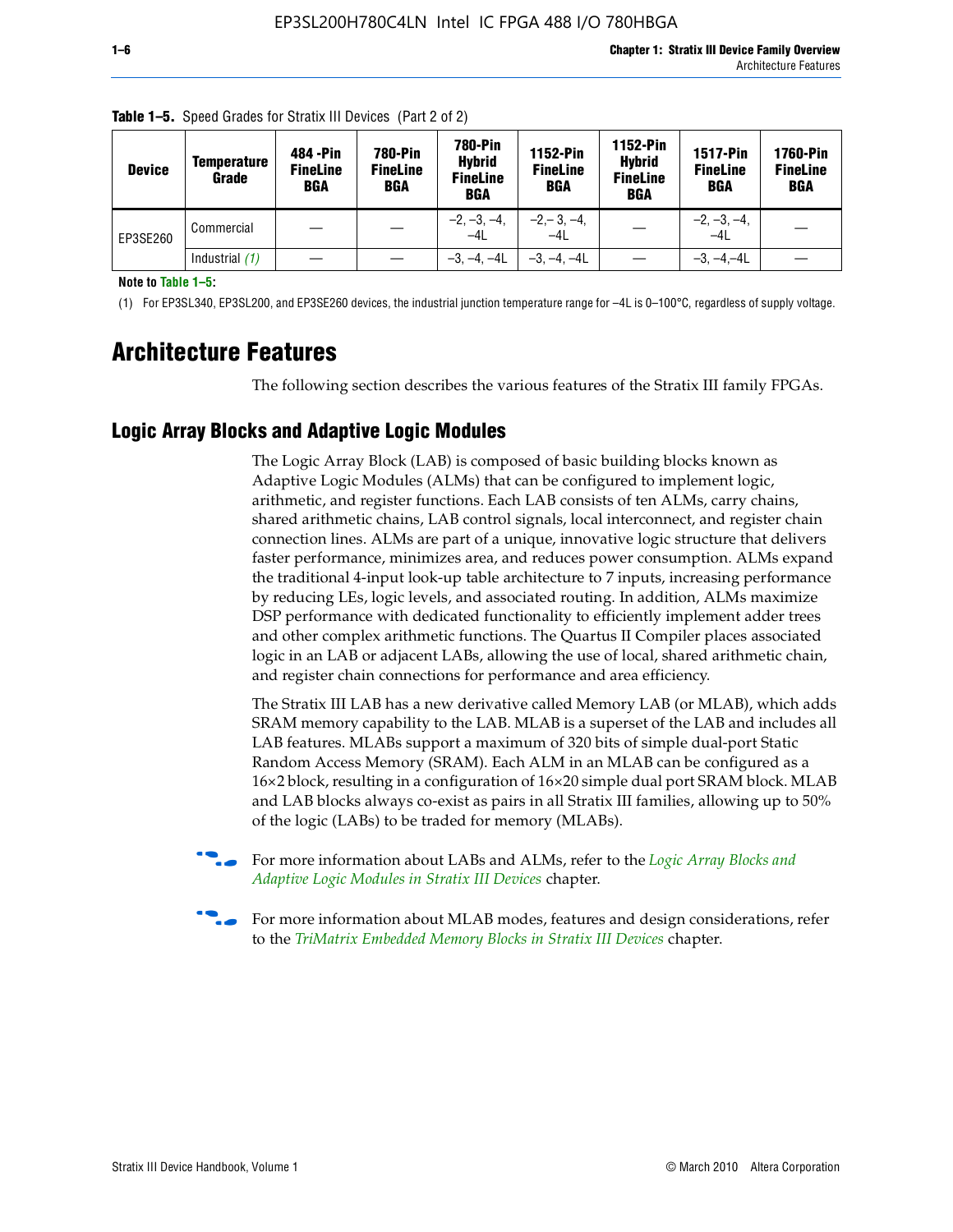**Table 1–5.** Speed Grades for Stratix III Devices (Part 2 of 2)

| Device | Temperature Grade | 484 -Pin FineLine BGA | 780-Pin FineLine BGA | 780-Pin Hybrid FineLine BGA | 1152-Pin FineLine BGA | 1152-Pin Hybrid FineLine BGA | 1517-Pin FineLine BGA | 1760-Pin FineLine BGA |
|---|---|---|---|---|---|---|---|---|
| EP3SE260 | Commercial | — | — | –2, –3, –4, –4L | –2,– 3, –4, –4L | — | –2, –3, –4, –4L | — |
| | Industrial *(1)* | — | — | –3, –4, –4L | –3, –4, –4L | — | –3, –4,–4L | — |

**Note to Table 1–5:**

(1) For EP3SL340, EP3SL200, and EP3SE260 devices, the industrial junction temperature range for –4L is 0–100°C, regardless of supply voltage.

# Architecture Features

The following section describes the various features of the Stratix III family FPGAs.

## Logic Array Blocks and Adaptive Logic Modules

The Logic Array Block (LAB) is composed of basic building blocks known as Adaptive Logic Modules (ALMs) that can be configured to implement logic, arithmetic, and register functions. Each LAB consists of ten ALMs, carry chains, shared arithmetic chains, LAB control signals, local interconnect, and register chain connection lines. ALMs are part of a unique, innovative logic structure that delivers faster performance, minimizes area, and reduces power consumption. ALMs expand the traditional 4-input look-up table architecture to 7 inputs, increasing performance by reducing LEs, logic levels, and associated routing. In addition, ALMs maximize DSP performance with dedicated functionality to efficiently implement adder trees and other complex arithmetic functions. The Quartus II Compiler places associated logic in an LAB or adjacent LABs, allowing the use of local, shared arithmetic chain, and register chain connections for performance and area efficiency.

The Stratix III LAB has a new derivative called Memory LAB (or MLAB), which adds SRAM memory capability to the LAB. MLAB is a superset of the LAB and includes all LAB features. MLABs support a maximum of 320 bits of simple dual-port Static Random Access Memory (SRAM). Each ALM in an MLAB can be configured as a 16×2 block, resulting in a configuration of 16×20 simple dual port SRAM block. MLAB and LAB blocks always co-exist as pairs in all Stratix III families, allowing up to 50% of the logic (LABs) to be traded for memory (MLABs).

For more information about LABs and ALMs, refer to the *Logic Array Blocks and Adaptive Logic Modules in Stratix III Devices* chapter.

For more information about MLAB modes, features and design considerations, refer to the *TriMatrix Embedded Memory Blocks in Stratix III Devices* chapter.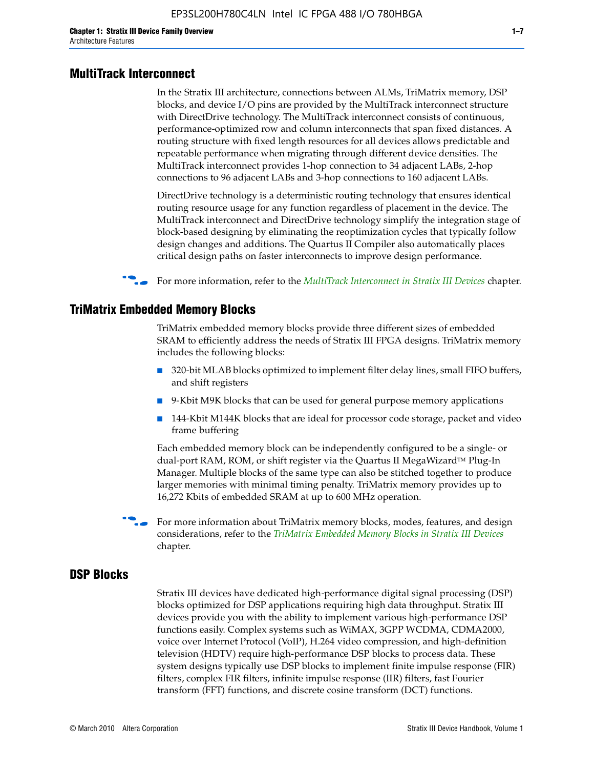## MultiTrack Interconnect

In the Stratix III architecture, connections between ALMs, TriMatrix memory, DSP blocks, and device I/O pins are provided by the MultiTrack interconnect structure with DirectDrive technology. The MultiTrack interconnect consists of continuous, performance-optimized row and column interconnects that span fixed distances. A routing structure with fixed length resources for all devices allows predictable and repeatable performance when migrating through different device densities. The MultiTrack interconnect provides 1-hop connection to 34 adjacent LABs, 2-hop connections to 96 adjacent LABs and 3-hop connections to 160 adjacent LABs.

DirectDrive technology is a deterministic routing technology that ensures identical routing resource usage for any function regardless of placement in the device. The MultiTrack interconnect and DirectDrive technology simplify the integration stage of block-based designing by eliminating the reoptimization cycles that typically follow design changes and additions. The Quartus II Compiler also automatically places critical design paths on faster interconnects to improve design performance.

For more information, refer to the *MultiTrack Interconnect in Stratix III Devices* chapter.

## TriMatrix Embedded Memory Blocks

TriMatrix embedded memory blocks provide three different sizes of embedded SRAM to efficiently address the needs of Stratix III FPGA designs. TriMatrix memory includes the following blocks:

- 320-bit MLAB blocks optimized to implement filter delay lines, small FIFO buffers, and shift registers
- 9-Kbit M9K blocks that can be used for general purpose memory applications
- 144-Kbit M144K blocks that are ideal for processor code storage, packet and video frame buffering

Each embedded memory block can be independently configured to be a single- or dual-port RAM, ROM, or shift register via the Quartus II MegaWizard™ Plug-In Manager. Multiple blocks of the same type can also be stitched together to produce larger memories with minimal timing penalty. TriMatrix memory provides up to 16,272 Kbits of embedded SRAM at up to 600 MHz operation.

For more information about TriMatrix memory blocks, modes, features, and design considerations, refer to the *TriMatrix Embedded Memory Blocks in Stratix III Devices* chapter.

## DSP Blocks

Stratix III devices have dedicated high-performance digital signal processing (DSP) blocks optimized for DSP applications requiring high data throughput. Stratix III devices provide you with the ability to implement various high-performance DSP functions easily. Complex systems such as WiMAX, 3GPP WCDMA, CDMA2000, voice over Internet Protocol (VoIP), H.264 video compression, and high-definition television (HDTV) require high-performance DSP blocks to process data. These system designs typically use DSP blocks to implement finite impulse response (FIR) filters, complex FIR filters, infinite impulse response (IIR) filters, fast Fourier transform (FFT) functions, and discrete cosine transform (DCT) functions.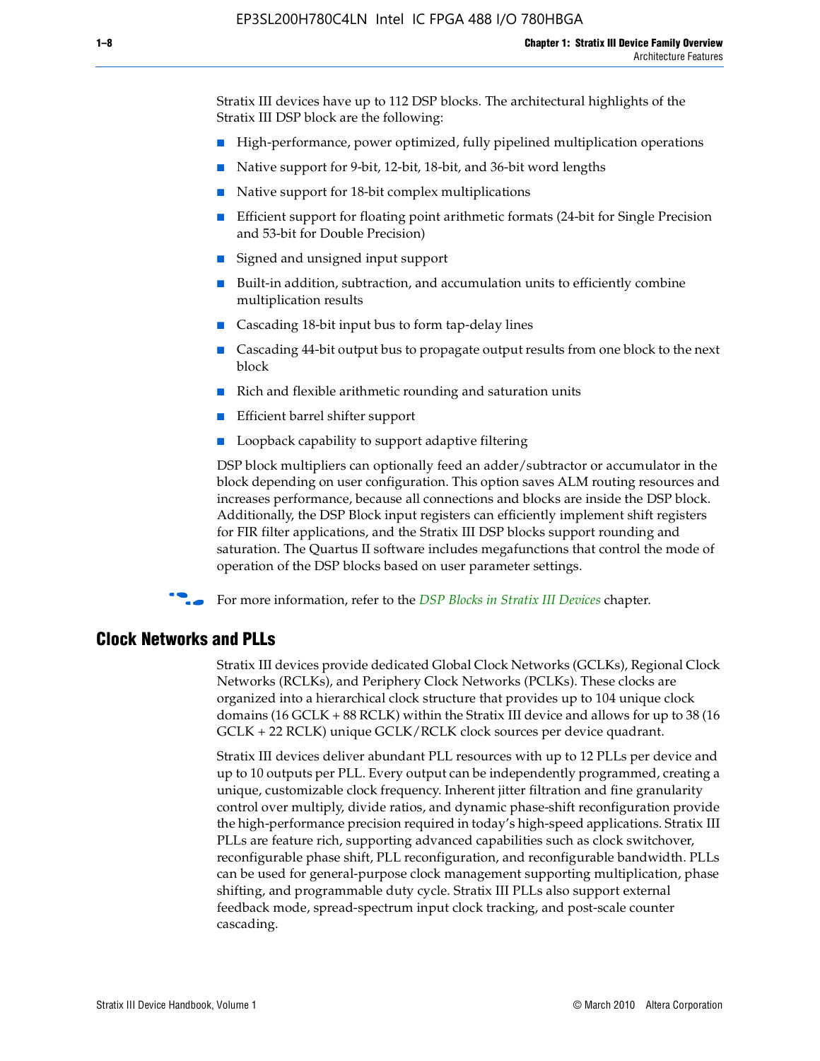Stratix III devices have up to 112 DSP blocks. The architectural highlights of the Stratix III DSP block are the following:

- High-performance, power optimized, fully pipelined multiplication operations
- Native support for 9-bit, 12-bit, 18-bit, and 36-bit word lengths
- Native support for 18-bit complex multiplications
- Efficient support for floating point arithmetic formats (24-bit for Single Precision and 53-bit for Double Precision)
- Signed and unsigned input support
- Built-in addition, subtraction, and accumulation units to efficiently combine multiplication results
- Cascading 18-bit input bus to form tap-delay lines
- Cascading 44-bit output bus to propagate output results from one block to the next block
- Rich and flexible arithmetic rounding and saturation units
- Efficient barrel shifter support
- Loopback capability to support adaptive filtering

DSP block multipliers can optionally feed an adder/subtractor or accumulator in the block depending on user configuration. This option saves ALM routing resources and increases performance, because all connections and blocks are inside the DSP block. Additionally, the DSP Block input registers can efficiently implement shift registers for FIR filter applications, and the Stratix III DSP blocks support rounding and saturation. The Quartus II software includes megafunctions that control the mode of operation of the DSP blocks based on user parameter settings.

For more information, refer to the *DSP Blocks in Stratix III Devices* chapter.

## Clock Networks and PLLs

Stratix III devices provide dedicated Global Clock Networks (GCLKs), Regional Clock Networks (RCLKs), and Periphery Clock Networks (PCLKs). These clocks are organized into a hierarchical clock structure that provides up to 104 unique clock domains (16 GCLK + 88 RCLK) within the Stratix III device and allows for up to 38 (16 GCLK + 22 RCLK) unique GCLK/RCLK clock sources per device quadrant.

Stratix III devices deliver abundant PLL resources with up to 12 PLLs per device and up to 10 outputs per PLL. Every output can be independently programmed, creating a unique, customizable clock frequency. Inherent jitter filtration and fine granularity control over multiply, divide ratios, and dynamic phase-shift reconfiguration provide the high-performance precision required in today's high-speed applications. Stratix III PLLs are feature rich, supporting advanced capabilities such as clock switchover, reconfigurable phase shift, PLL reconfiguration, and reconfigurable bandwidth. PLLs can be used for general-purpose clock management supporting multiplication, phase shifting, and programmable duty cycle. Stratix III PLLs also support external feedback mode, spread-spectrum input clock tracking, and post-scale counter cascading.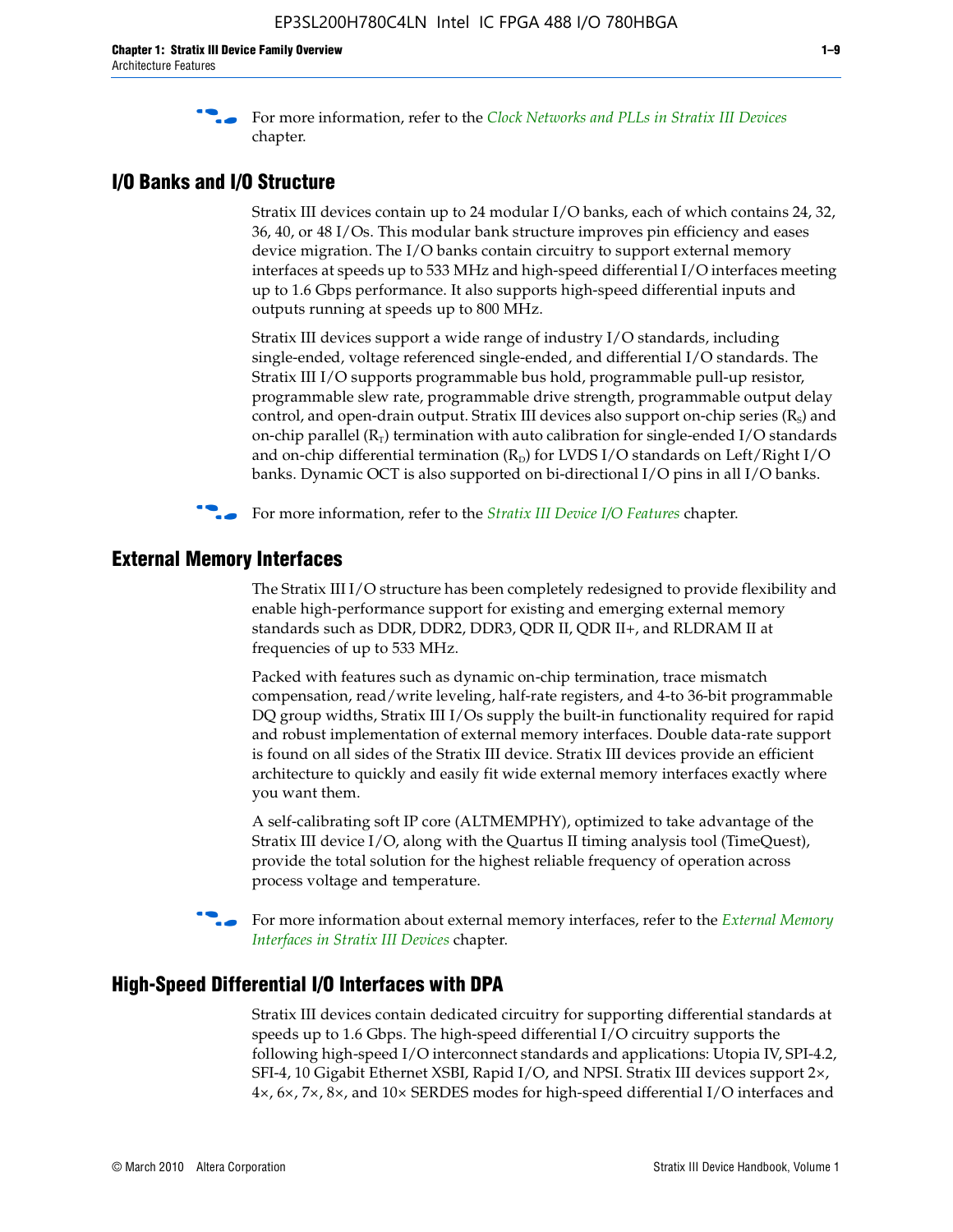For more information, refer to the *Clock Networks and PLLs in Stratix III Devices* chapter.

## I/O Banks and I/O Structure

Stratix III devices contain up to 24 modular I/O banks, each of which contains 24, 32, 36, 40, or 48 I/Os. This modular bank structure improves pin efficiency and eases device migration. The I/O banks contain circuitry to support external memory interfaces at speeds up to 533 MHz and high-speed differential I/O interfaces meeting up to 1.6 Gbps performance. It also supports high-speed differential inputs and outputs running at speeds up to 800 MHz.

Stratix III devices support a wide range of industry I/O standards, including single-ended, voltage referenced single-ended, and differential I/O standards. The Stratix III I/O supports programmable bus hold, programmable pull-up resistor, programmable slew rate, programmable drive strength, programmable output delay control, and open-drain output. Stratix III devices also support on-chip series ($R_S$) and on-chip parallel ($R_T$) termination with auto calibration for single-ended I/O standards and on-chip differential termination ($R_D$) for LVDS I/O standards on Left/Right I/O banks. Dynamic OCT is also supported on bi-directional I/O pins in all I/O banks.

For more information, refer to the *Stratix III Device I/O Features* chapter.

## External Memory Interfaces

The Stratix III I/O structure has been completely redesigned to provide flexibility and enable high-performance support for existing and emerging external memory standards such as DDR, DDR2, DDR3, QDR II, QDR II+, and RLDRAM II at frequencies of up to 533 MHz.

Packed with features such as dynamic on-chip termination, trace mismatch compensation, read/write leveling, half-rate registers, and 4-to 36-bit programmable DQ group widths, Stratix III I/Os supply the built-in functionality required for rapid and robust implementation of external memory interfaces. Double data-rate support is found on all sides of the Stratix III device. Stratix III devices provide an efficient architecture to quickly and easily fit wide external memory interfaces exactly where you want them.

A self-calibrating soft IP core (ALTMEMPHY), optimized to take advantage of the Stratix III device I/O, along with the Quartus II timing analysis tool (TimeQuest), provide the total solution for the highest reliable frequency of operation across process voltage and temperature.

For more information about external memory interfaces, refer to the *External Memory Interfaces in Stratix III Devices* chapter.

## High-Speed Differential I/O Interfaces with DPA

Stratix III devices contain dedicated circuitry for supporting differential standards at speeds up to 1.6 Gbps. The high-speed differential I/O circuitry supports the following high-speed I/O interconnect standards and applications: Utopia IV, SPI-4.2, SFI-4, 10 Gigabit Ethernet XSBI, Rapid I/O, and NPSI. Stratix III devices support 2×, 4×, 6×, 7×, 8×, and 10× SERDES modes for high-speed differential I/O interfaces and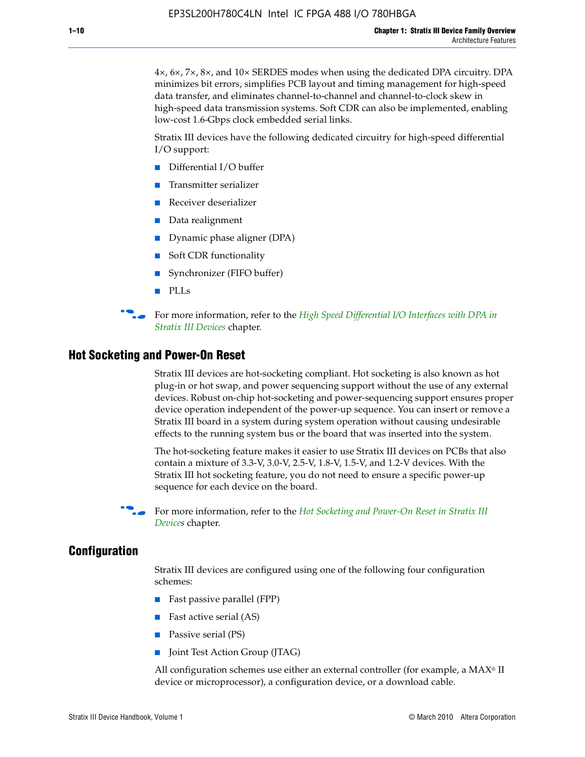4×, 6×, 7×, 8×, and 10× SERDES modes when using the dedicated DPA circuitry. DPA minimizes bit errors, simplifies PCB layout and timing management for high-speed data transfer, and eliminates channel-to-channel and channel-to-clock skew in high-speed data transmission systems. Soft CDR can also be implemented, enabling low-cost 1.6-Gbps clock embedded serial links.

Stratix III devices have the following dedicated circuitry for high-speed differential I/O support:

- Differential I/O buffer
- Transmitter serializer
- Receiver deserializer
- Data realignment
- Dynamic phase aligner (DPA)
- Soft CDR functionality
- Synchronizer (FIFO buffer)
- PLLs

For more information, refer to the *High Speed Differential I/O Interfaces with DPA in Stratix III Devices* chapter.

## Hot Socketing and Power-On Reset

Stratix III devices are hot-socketing compliant. Hot socketing is also known as hot plug-in or hot swap, and power sequencing support without the use of any external devices. Robust on-chip hot-socketing and power-sequencing support ensures proper device operation independent of the power-up sequence. You can insert or remove a Stratix III board in a system during system operation without causing undesirable effects to the running system bus or the board that was inserted into the system.

The hot-socketing feature makes it easier to use Stratix III devices on PCBs that also contain a mixture of 3.3-V, 3.0-V, 2.5-V, 1.8-V, 1.5-V, and 1.2-V devices. With the Stratix III hot socketing feature, you do not need to ensure a specific power-up sequence for each device on the board.

For more information, refer to the *Hot Socketing and Power-On Reset in Stratix III Devices* chapter.

## Configuration

Stratix III devices are configured using one of the following four configuration schemes:

- Fast passive parallel (FPP)
- Fast active serial (AS)
- Passive serial (PS)
- Joint Test Action Group (JTAG)

All configuration schemes use either an external controller (for example, a MAX® II device or microprocessor), a configuration device, or a download cable.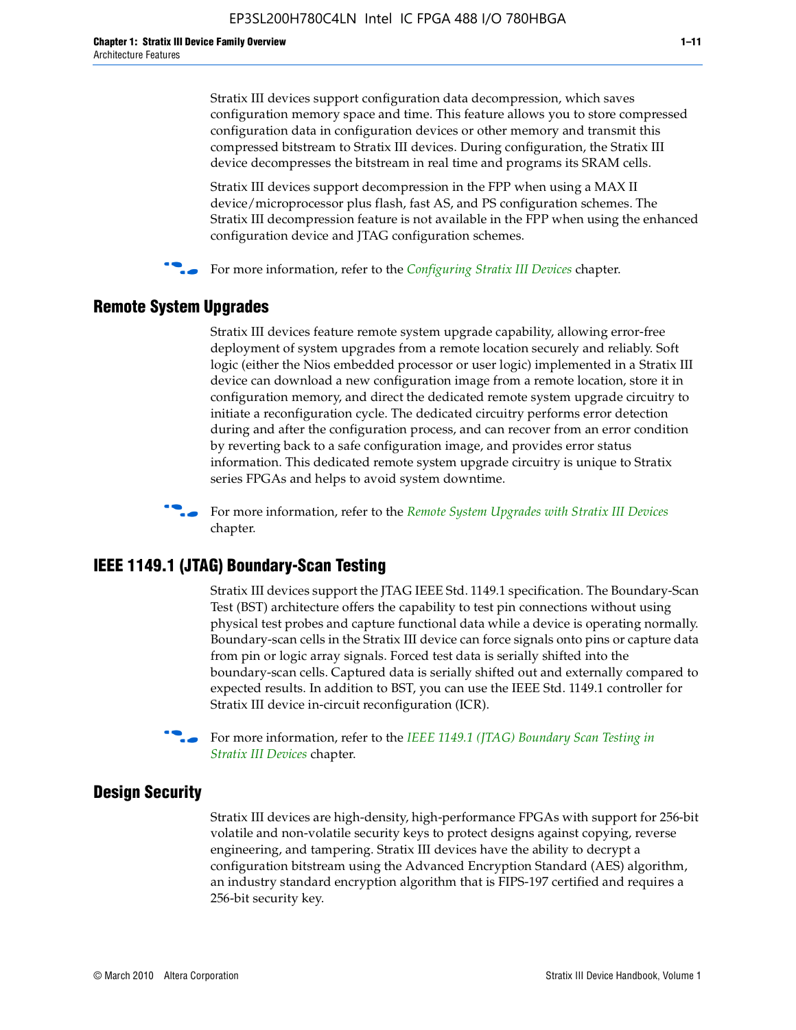Stratix III devices support configuration data decompression, which saves configuration memory space and time. This feature allows you to store compressed configuration data in configuration devices or other memory and transmit this compressed bitstream to Stratix III devices. During configuration, the Stratix III device decompresses the bitstream in real time and programs its SRAM cells.

Stratix III devices support decompression in the FPP when using a MAX II device/microprocessor plus flash, fast AS, and PS configuration schemes. The Stratix III decompression feature is not available in the FPP when using the enhanced configuration device and JTAG configuration schemes.

For more information, refer to the *Configuring Stratix III Devices* chapter.

## Remote System Upgrades

Stratix III devices feature remote system upgrade capability, allowing error-free deployment of system upgrades from a remote location securely and reliably. Soft logic (either the Nios embedded processor or user logic) implemented in a Stratix III device can download a new configuration image from a remote location, store it in configuration memory, and direct the dedicated remote system upgrade circuitry to initiate a reconfiguration cycle. The dedicated circuitry performs error detection during and after the configuration process, and can recover from an error condition by reverting back to a safe configuration image, and provides error status information. This dedicated remote system upgrade circuitry is unique to Stratix series FPGAs and helps to avoid system downtime.

For more information, refer to the *Remote System Upgrades with Stratix III Devices* chapter.

## IEEE 1149.1 (JTAG) Boundary-Scan Testing

Stratix III devices support the JTAG IEEE Std. 1149.1 specification. The Boundary-Scan Test (BST) architecture offers the capability to test pin connections without using physical test probes and capture functional data while a device is operating normally. Boundary-scan cells in the Stratix III device can force signals onto pins or capture data from pin or logic array signals. Forced test data is serially shifted into the boundary-scan cells. Captured data is serially shifted out and externally compared to expected results. In addition to BST, you can use the IEEE Std. 1149.1 controller for Stratix III device in-circuit reconfiguration (ICR).

For more information, refer to the *IEEE 1149.1 (JTAG) Boundary Scan Testing in Stratix III Devices* chapter.

## Design Security

Stratix III devices are high-density, high-performance FPGAs with support for 256-bit volatile and non-volatile security keys to protect designs against copying, reverse engineering, and tampering. Stratix III devices have the ability to decrypt a configuration bitstream using the Advanced Encryption Standard (AES) algorithm, an industry standard encryption algorithm that is FIPS-197 certified and requires a 256-bit security key.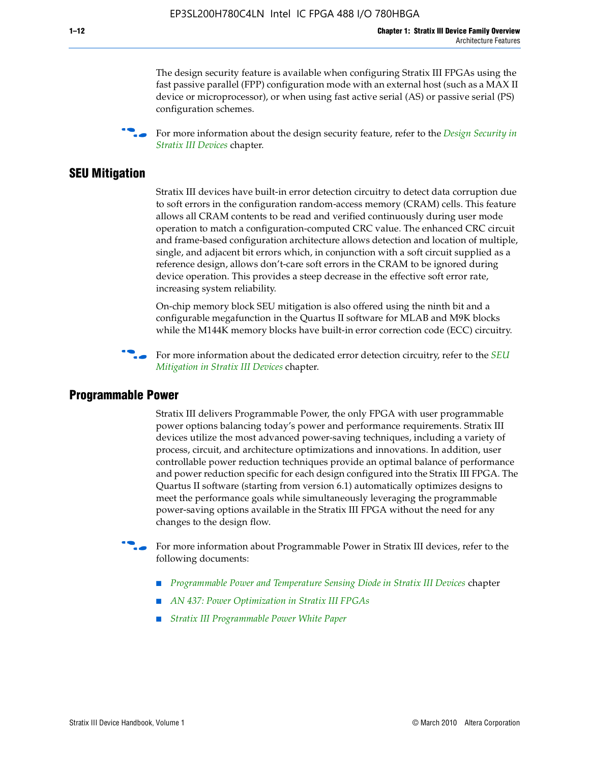The design security feature is available when configuring Stratix III FPGAs using the fast passive parallel (FPP) configuration mode with an external host (such as a MAX II device or microprocessor), or when using fast active serial (AS) or passive serial (PS) configuration schemes.

For more information about the design security feature, refer to the *Design Security in Stratix III Devices* chapter.

## SEU Mitigation

Stratix III devices have built-in error detection circuitry to detect data corruption due to soft errors in the configuration random-access memory (CRAM) cells. This feature allows all CRAM contents to be read and verified continuously during user mode operation to match a configuration-computed CRC value. The enhanced CRC circuit and frame-based configuration architecture allows detection and location of multiple, single, and adjacent bit errors which, in conjunction with a soft circuit supplied as a reference design, allows don't-care soft errors in the CRAM to be ignored during device operation. This provides a steep decrease in the effective soft error rate, increasing system reliability.

On-chip memory block SEU mitigation is also offered using the ninth bit and a configurable megafunction in the Quartus II software for MLAB and M9K blocks while the M144K memory blocks have built-in error correction code (ECC) circuitry.

For more information about the dedicated error detection circuitry, refer to the *SEU Mitigation in Stratix III Devices* chapter.

## Programmable Power

Stratix III delivers Programmable Power, the only FPGA with user programmable power options balancing today's power and performance requirements. Stratix III devices utilize the most advanced power-saving techniques, including a variety of process, circuit, and architecture optimizations and innovations. In addition, user controllable power reduction techniques provide an optimal balance of performance and power reduction specific for each design configured into the Stratix III FPGA. The Quartus II software (starting from version 6.1) automatically optimizes designs to meet the performance goals while simultaneously leveraging the programmable power-saving options available in the Stratix III FPGA without the need for any changes to the design flow.

For more information about Programmable Power in Stratix III devices, refer to the following documents:

- *Programmable Power and Temperature Sensing Diode in Stratix III Devices* chapter
- *AN 437: Power Optimization in Stratix III FPGAs*
- *Stratix III Programmable Power White Paper*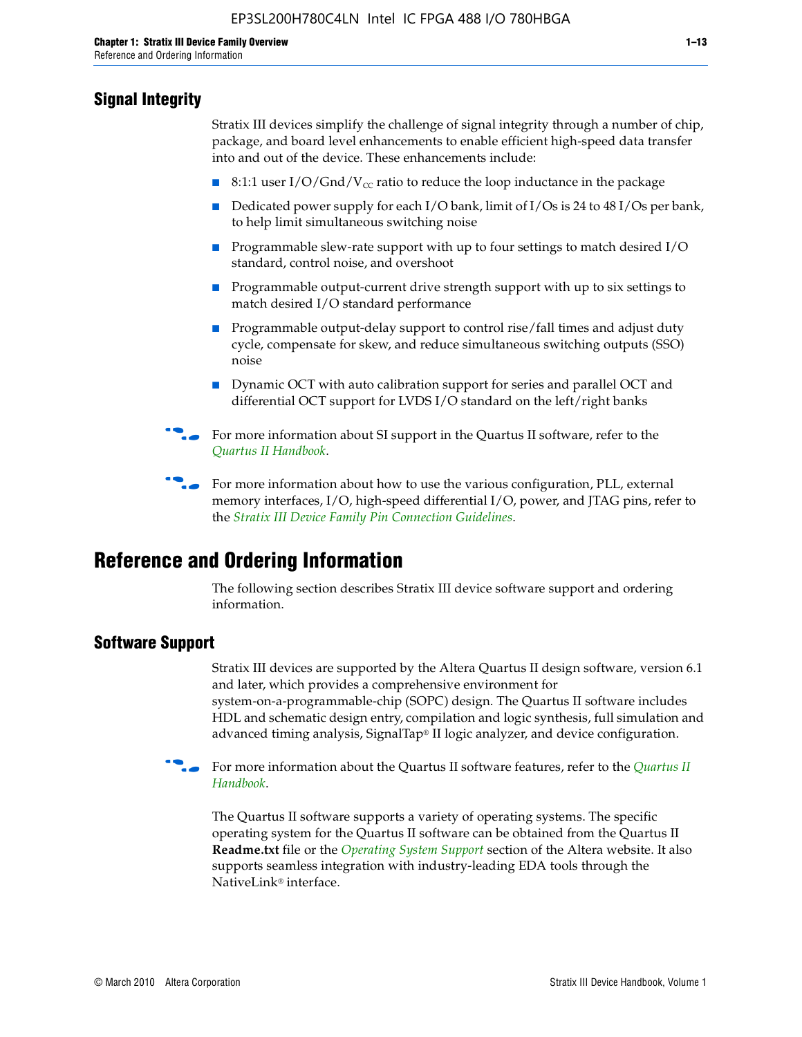## Signal Integrity

Stratix III devices simplify the challenge of signal integrity through a number of chip, package, and board level enhancements to enable efficient high-speed data transfer into and out of the device. These enhancements include:

- 8:1:1 user I/O/Gnd/$V_{CC}$ ratio to reduce the loop inductance in the package
- Dedicated power supply for each I/O bank, limit of I/Os is 24 to 48 I/Os per bank, to help limit simultaneous switching noise
- Programmable slew-rate support with up to four settings to match desired I/O standard, control noise, and overshoot
- Programmable output-current drive strength support with up to six settings to match desired I/O standard performance
- Programmable output-delay support to control rise/fall times and adjust duty cycle, compensate for skew, and reduce simultaneous switching outputs (SSO) noise
- Dynamic OCT with auto calibration support for series and parallel OCT and differential OCT support for LVDS I/O standard on the left/right banks

For more information about SI support in the Quartus II software, refer to the *Quartus II Handbook*.

For more information about how to use the various configuration, PLL, external memory interfaces, I/O, high-speed differential I/O, power, and JTAG pins, refer to the *Stratix III Device Family Pin Connection Guidelines*.

# Reference and Ordering Information

The following section describes Stratix III device software support and ordering information.

## Software Support

Stratix III devices are supported by the Altera Quartus II design software, version 6.1 and later, which provides a comprehensive environment for system-on-a-programmable-chip (SOPC) design. The Quartus II software includes HDL and schematic design entry, compilation and logic synthesis, full simulation and advanced timing analysis, SignalTap® II logic analyzer, and device configuration.

For more information about the Quartus II software features, refer to the *Quartus II Handbook*.

The Quartus II software supports a variety of operating systems. The specific operating system for the Quartus II software can be obtained from the Quartus II **Readme.txt** file or the *Operating System Support* section of the Altera website. It also supports seamless integration with industry-leading EDA tools through the NativeLink® interface.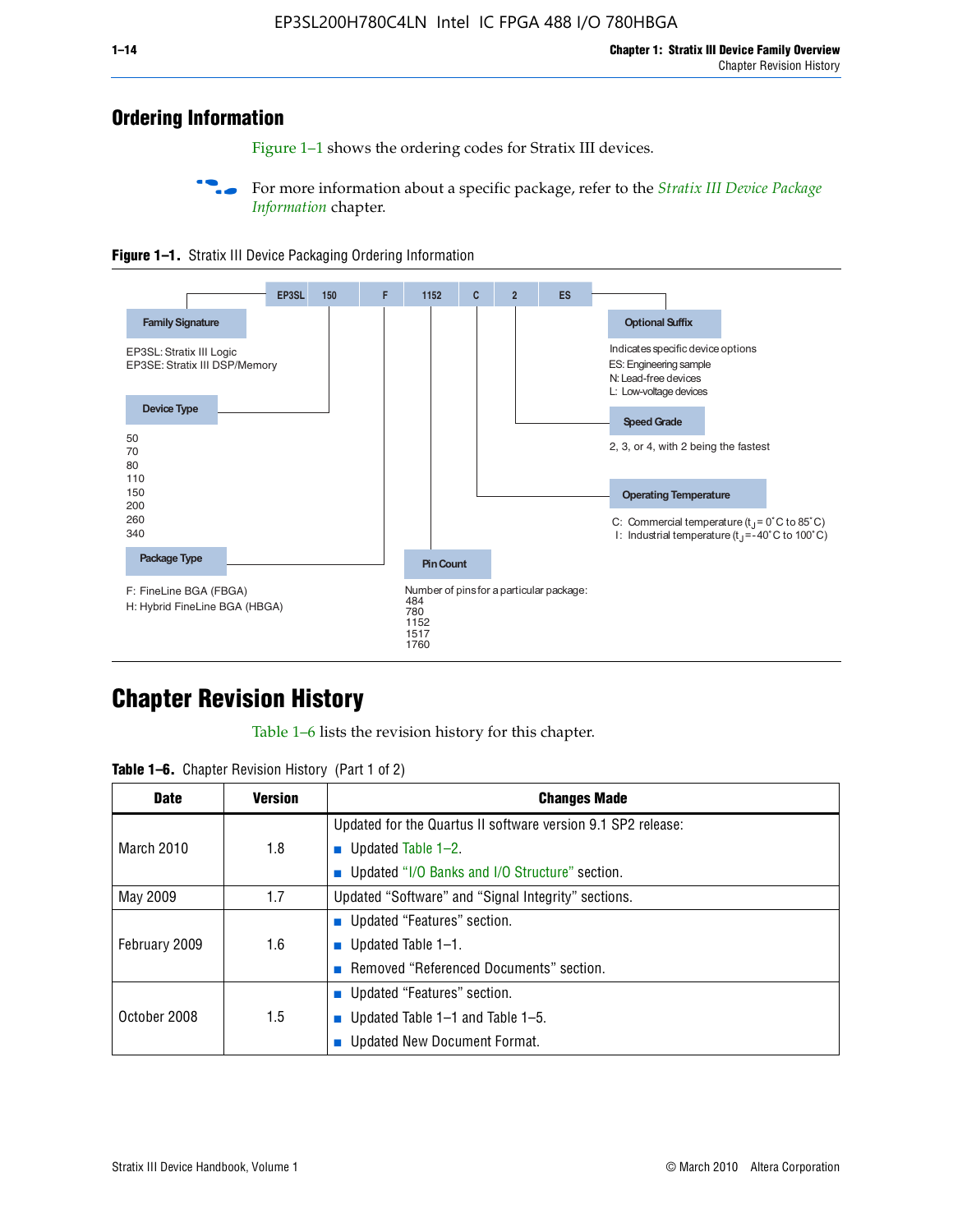## Ordering Information

Figure 1–1 shows the ordering codes for Stratix III devices.

For more information about a specific package, refer to the *Stratix III Device Package Information* chapter.

**Figure 1–1.** Stratix III Device Packaging Ordering Information

EP3SL 150 F 1152 C 2 ES

**Family Signature**

EP3SL: Stratix III Logic
EP3SE: Stratix III DSP/Memory

**Device Type**

50
70
80
110
150
200
260
340

**Package Type**

F: FineLine BGA (FBGA)
H: Hybrid FineLine BGA (HBGA)

**Pin Count**

Number of pins for a particular package:
484
780
1152
1517
1760

**Optional Suffix**

Indicates specific device options
ES: Engineering sample
N: Lead-free devices
L: Low-voltage devices

**Speed Grade**

2, 3, or 4, with 2 being the fastest

**Operating Temperature**

C: Commercial temperature ($t_J$ = 0°C to 85°C)
I: Industrial temperature ($t_J$ = -40°C to 100°C)

## Chapter Revision History

Table 1–6 lists the revision history for this chapter.

**Table 1–6.** Chapter Revision History (Part 1 of 2)

| Date | Version | Changes Made |
|---|---|---|
| March 2010 | 1.8 | Updated for the Quartus II software version 9.1 SP2 release:<br>■ Updated Table 1–2.<br>■ Updated "I/O Banks and I/O Structure" section. |
| May 2009 | 1.7 | Updated "Software" and "Signal Integrity" sections. |
| February 2009 | 1.6 | ■ Updated "Features" section.<br>■ Updated Table 1–1.<br>■ Removed "Referenced Documents" section. |
| October 2008 | 1.5 | ■ Updated "Features" section.<br>■ Updated Table 1–1 and Table 1–5.<br>■ Updated New Document Format. |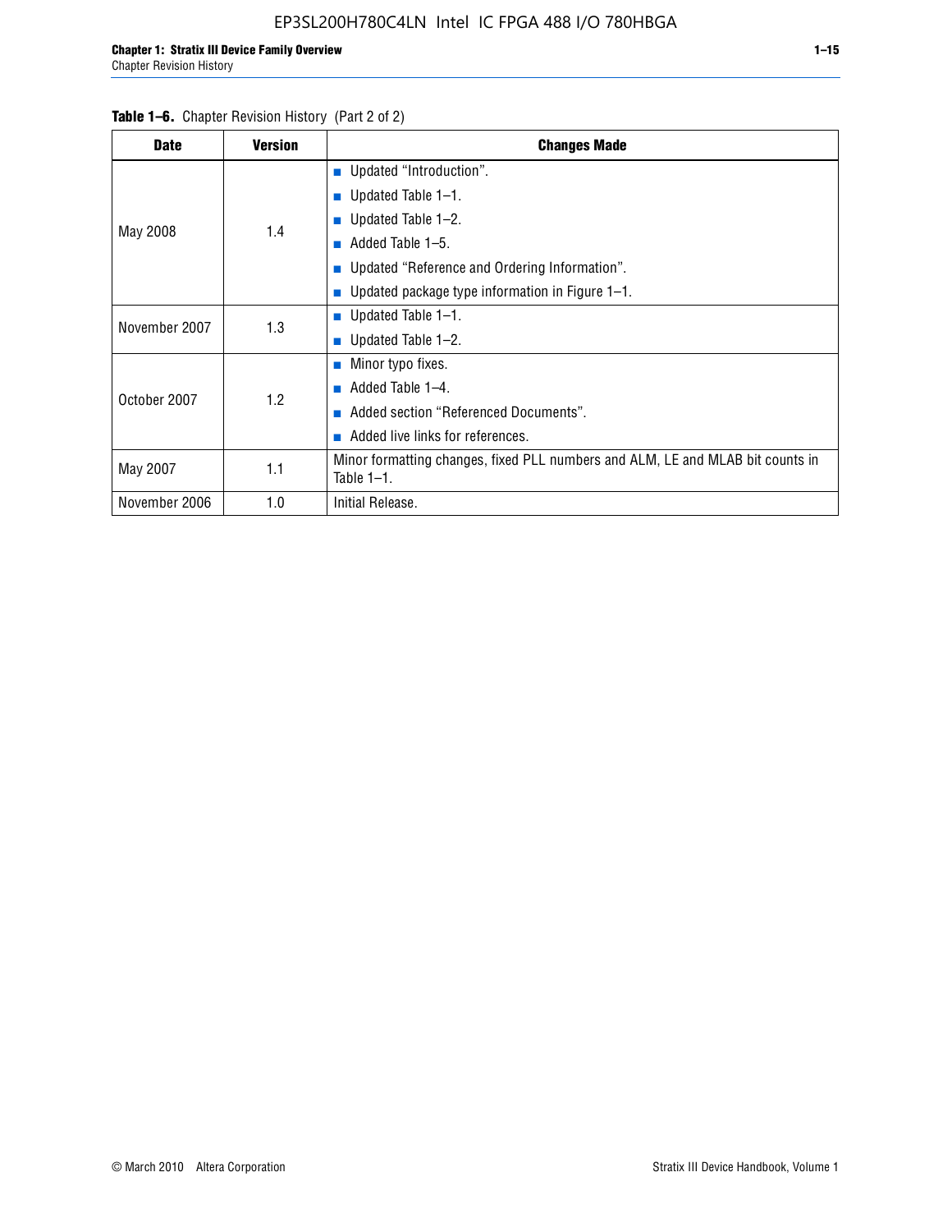**Table 1–6.** Chapter Revision History (Part 2 of 2)

| Date | Version | Changes Made |
|---|---|---|
| May 2008 | 1.4 | ■ Updated "Introduction".<br>■ Updated Table 1–1.<br>■ Updated Table 1–2.<br>■ Added Table 1–5.<br>■ Updated "Reference and Ordering Information".<br>■ Updated package type information in Figure 1–1. |
| November 2007 | 1.3 | ■ Updated Table 1–1.<br>■ Updated Table 1–2. |
| October 2007 | 1.2 | ■ Minor typo fixes.<br>■ Added Table 1–4.<br>■ Added section "Referenced Documents".<br>■ Added live links for references. |
| May 2007 | 1.1 | Minor formatting changes, fixed PLL numbers and ALM, LE and MLAB bit counts in Table 1–1. |
| November 2006 | 1.0 | Initial Release. |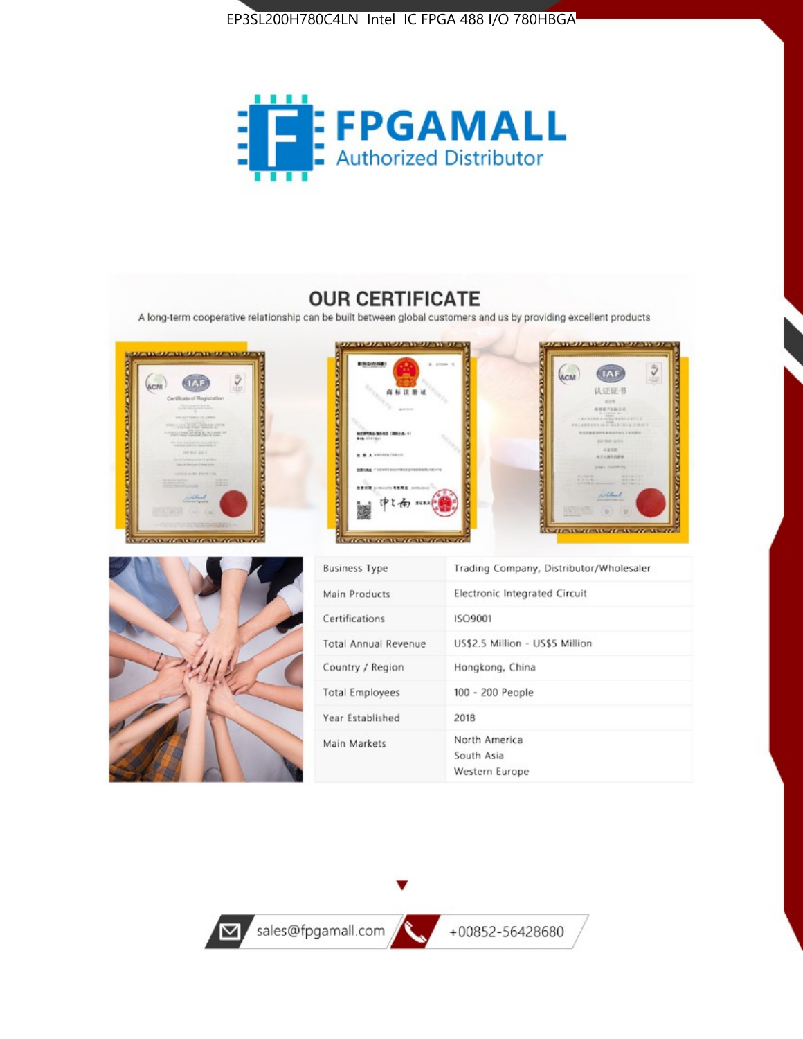FPGAMALL
Authorized Distributor

## OUR CERTIFICATE

A long-term cooperative relationship can be built between global customers and us by providing excellent products

| | |
|---|---|
| Business Type | Trading Company, Distributor/Wholesaler |
| Main Products | Electronic Integrated Circuit |
| Certifications | ISO9001 |
| Total Annual Revenue | US$2.5 Million - US$5 Million |
| Country / Region | Hongkong, China |
| Total Employees | 100 - 200 People |
| Year Established | 2018 |
| Main Markets | North America<br>South Asia<br>Western Europe |

sales@fpgamall.com

+00852-56428680